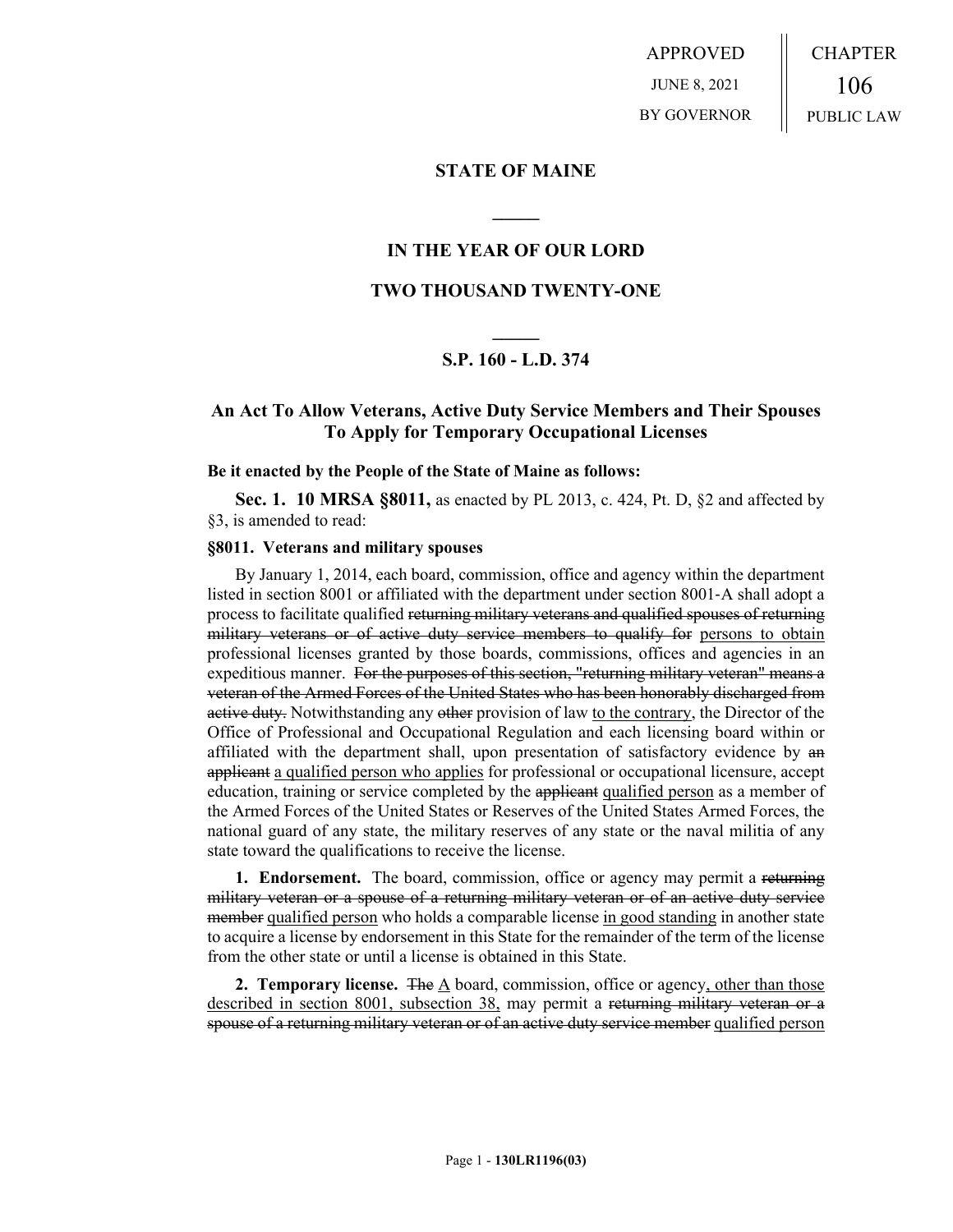APPROVED

JUNE 8, 2021

BY GOVERNOR

CHAPTER

106

PUBLIC LAW

## STATE OF MAINE

## IN THE YEAR OF OUR LORD

## TWO THOUSAND TWENTY-ONE

## S.P. 160 - L.D. 374

## An Act To Allow Veterans, Active Duty Service Members and Their Spouses To Apply for Temporary Occupational Licenses

**Be it enacted by the People of the State of Maine as follows:**

**Sec. 1. 10 MRSA §8011,** as enacted by PL 2013, c. 424, Pt. D, §2 and affected by §3, is amended to read:

**§8011. Veterans and military spouses**

By January 1, 2014, each board, commission, office and agency within the department listed in section 8001 or affiliated with the department under section 8001-A shall adopt a process to facilitate qualified ~~returning military veterans and qualified spouses of returning military veterans or of active duty service members to qualify for~~ persons to obtain professional licenses granted by those boards, commissions, offices and agencies in an expeditious manner. ~~For the purposes of this section, "returning military veteran" means a veteran of the Armed Forces of the United States who has been honorably discharged from active duty.~~ Notwithstanding any ~~other~~ provision of law to the contrary, the Director of the Office of Professional and Occupational Regulation and each licensing board within or affiliated with the department shall, upon presentation of satisfactory evidence by ~~an applicant~~ a qualified person who applies for professional or occupational licensure, accept education, training or service completed by the ~~applicant~~ qualified person as a member of the Armed Forces of the United States or Reserves of the United States Armed Forces, the national guard of any state, the military reserves of any state or the naval militia of any state toward the qualifications to receive the license.

**1. Endorsement.** The board, commission, office or agency may permit a ~~returning military veteran or a spouse of a returning military veteran or of an active duty service member~~ qualified person who holds a comparable license in good standing in another state to acquire a license by endorsement in this State for the remainder of the term of the license from the other state or until a license is obtained in this State.

**2. Temporary license.** ~~The~~ A board, commission, office or agency, other than those described in section 8001, subsection 38, may permit a ~~returning military veteran or a spouse of a returning military veteran or of an active duty service member~~ qualified person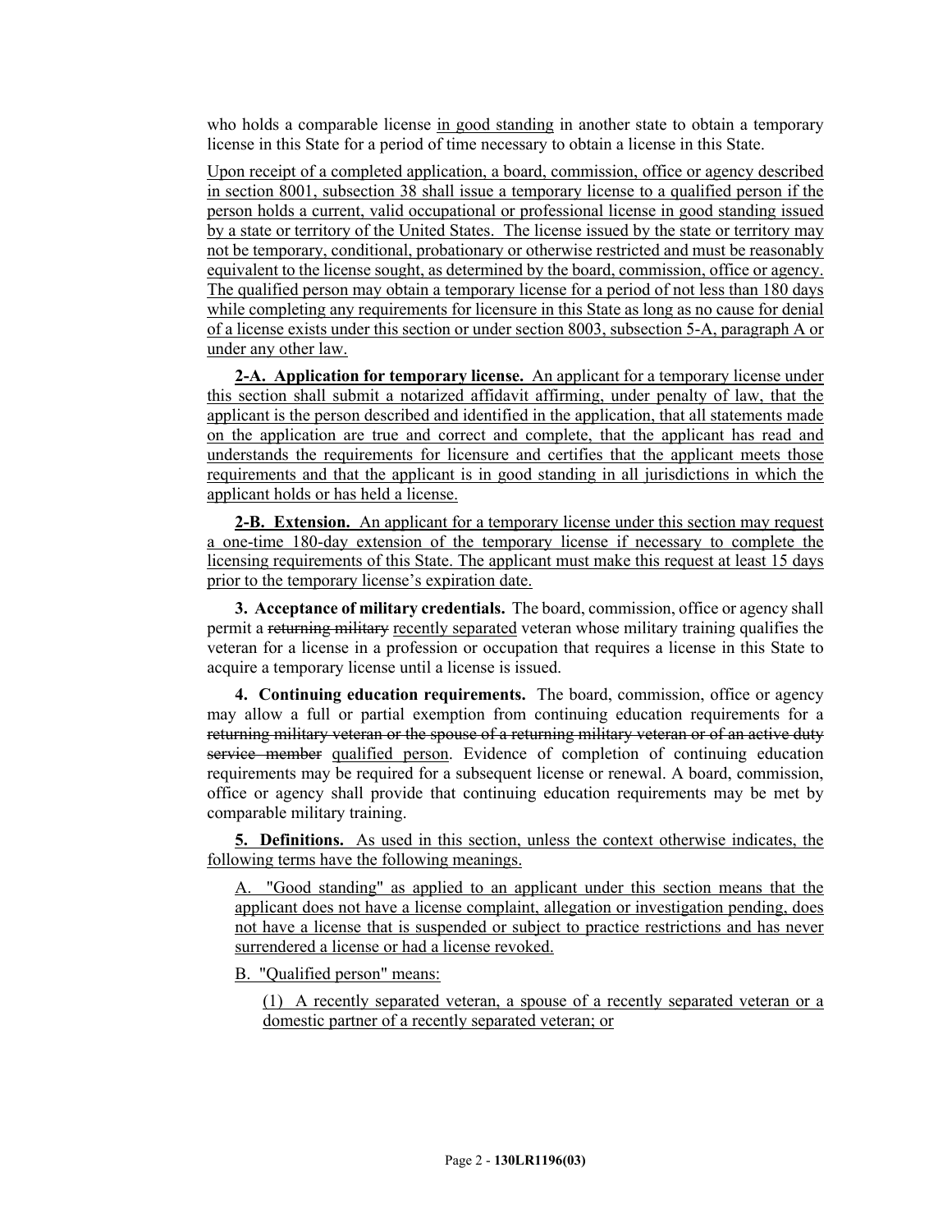who holds a comparable license in good standing in another state to obtain a temporary license in this State for a period of time necessary to obtain a license in this State.

Upon receipt of a completed application, a board, commission, office or agency described in section 8001, subsection 38 shall issue a temporary license to a qualified person if the person holds a current, valid occupational or professional license in good standing issued by a state or territory of the United States. The license issued by the state or territory may not be temporary, conditional, probationary or otherwise restricted and must be reasonably equivalent to the license sought, as determined by the board, commission, office or agency. The qualified person may obtain a temporary license for a period of not less than 180 days while completing any requirements for licensure in this State as long as no cause for denial of a license exists under this section or under section 8003, subsection 5-A, paragraph A or under any other law.

**2-A. Application for temporary license.** An applicant for a temporary license under this section shall submit a notarized affidavit affirming, under penalty of law, that the applicant is the person described and identified in the application, that all statements made on the application are true and correct and complete, that the applicant has read and understands the requirements for licensure and certifies that the applicant meets those requirements and that the applicant is in good standing in all jurisdictions in which the applicant holds or has held a license.

**2-B. Extension.** An applicant for a temporary license under this section may request a one-time 180-day extension of the temporary license if necessary to complete the licensing requirements of this State. The applicant must make this request at least 15 days prior to the temporary license's expiration date.

**3. Acceptance of military credentials.** The board, commission, office or agency shall permit a ~~returning military~~ recently separated veteran whose military training qualifies the veteran for a license in a profession or occupation that requires a license in this State to acquire a temporary license until a license is issued.

**4. Continuing education requirements.** The board, commission, office or agency may allow a full or partial exemption from continuing education requirements for a ~~returning military veteran or the spouse of a returning military veteran or of an active duty service member~~ qualified person. Evidence of completion of continuing education requirements may be required for a subsequent license or renewal. A board, commission, office or agency shall provide that continuing education requirements may be met by comparable military training.

**5. Definitions.** As used in this section, unless the context otherwise indicates, the following terms have the following meanings.

A. "Good standing" as applied to an applicant under this section means that the applicant does not have a license complaint, allegation or investigation pending, does not have a license that is suspended or subject to practice restrictions and has never surrendered a license or had a license revoked.

B. "Qualified person" means:

(1) A recently separated veteran, a spouse of a recently separated veteran or a domestic partner of a recently separated veteran; or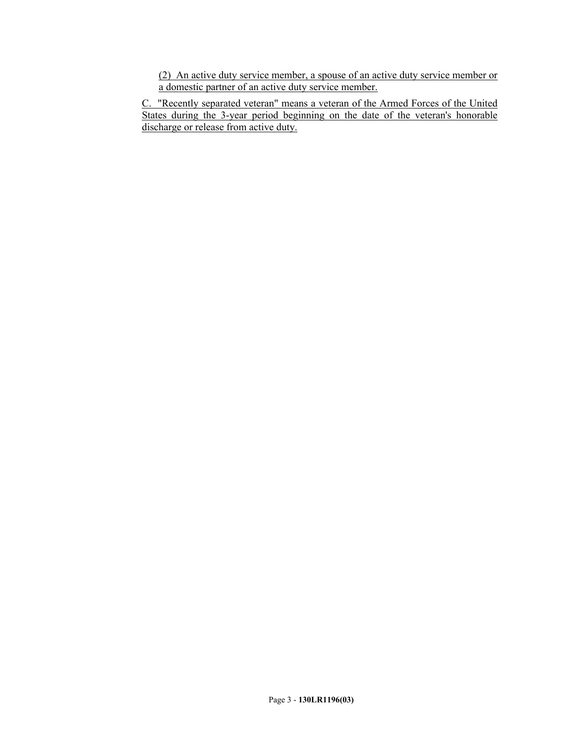(2) An active duty service member, a spouse of an active duty service member or a domestic partner of an active duty service member.

C. "Recently separated veteran" means a veteran of the Armed Forces of the United States during the 3-year period beginning on the date of the veteran's honorable discharge or release from active duty.